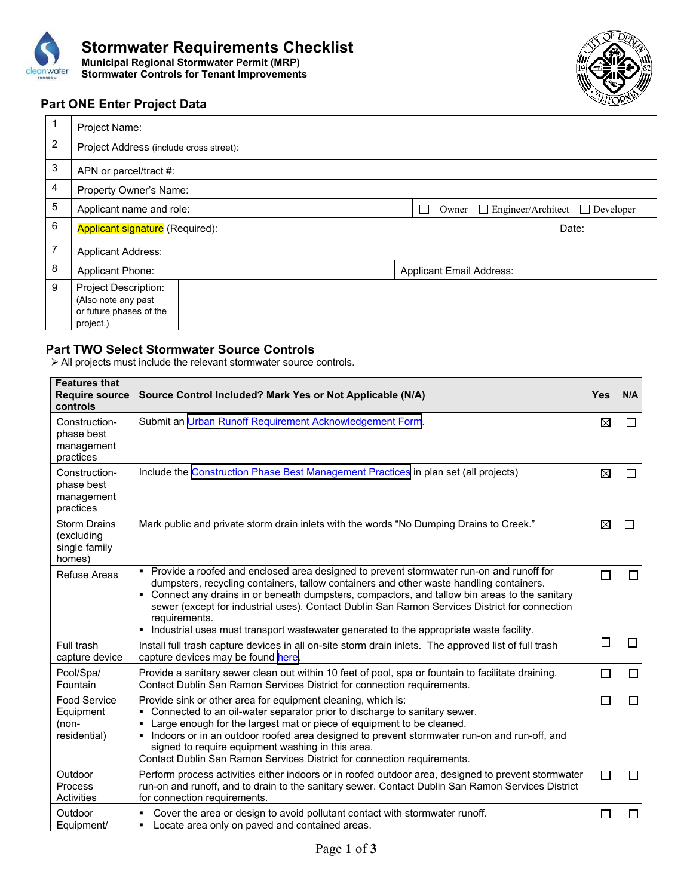# Stormwater Requirements Checklist

**Municipal Regional Stormwater Permit (MRP)**
**Stormwater Controls for Tenant Improvements**

## Part ONE Enter Project Data

| | | |
|---|---|---|
| 1 | Project Name: | |
| 2 | Project Address (include cross street): | |
| 3 | APN or parcel/tract #: | |
| 4 | Property Owner's Name: | |
| 5 | Applicant name and role: | ☐ Owner ☐ Engineer/Architect ☐ Developer |
| 6 | Applicant signature (Required): | Date: |
| 7 | Applicant Address: | |
| 8 | Applicant Phone: | Applicant Email Address: |
| 9 | Project Description: (Also note any past or future phases of the project.) | |

## Part TWO Select Stormwater Source Controls

- All projects must include the relevant stormwater source controls.

| Features that Require source controls | Source Control Included? Mark Yes or Not Applicable (N/A) | Yes | N/A |
|---|---|---|---|
| Construction-phase best management practices | Submit an Urban Runoff Requirement Acknowledgement Form. | ☒ | ☐ |
| Construction-phase best management practices | Include the Construction Phase Best Management Practices in plan set (all projects) | ☒ | ☐ |
| Storm Drains (excluding single family homes) | Mark public and private storm drain inlets with the words "No Dumping Drains to Creek." | ☒ | ☐ |
| Refuse Areas | ▪ Provide a roofed and enclosed area designed to prevent stormwater run-on and runoff for dumpsters, recycling containers, tallow containers and other waste handling containers.<br>▪ Connect any drains in or beneath dumpsters, compactors, and tallow bin areas to the sanitary sewer (except for industrial uses). Contact Dublin San Ramon Services District for connection requirements.<br>▪ Industrial uses must transport wastewater generated to the appropriate waste facility. | ☐ | ☐ |
| Full trash capture device | Install full trash capture devices in all on-site storm drain inlets. The approved list of full trash capture devices may be found here. | ☐ | ☐ |
| Pool/Spa/ Fountain | Provide a sanitary sewer clean out within 10 feet of pool, spa or fountain to facilitate draining. Contact Dublin San Ramon Services District for connection requirements. | ☐ | ☐ |
| Food Service Equipment (non-residential) | Provide sink or other area for equipment cleaning, which is:<br>▪ Connected to an oil-water separator prior to discharge to sanitary sewer.<br>▪ Large enough for the largest mat or piece of equipment to be cleaned.<br>▪ Indoors or in an outdoor roofed area designed to prevent stormwater run-on and run-off, and signed to require equipment washing in this area.<br>Contact Dublin San Ramon Services District for connection requirements. | ☐ | ☐ |
| Outdoor Process Activities | Perform process activities either indoors or in roofed outdoor area, designed to prevent stormwater run-on and runoff, and to drain to the sanitary sewer. Contact Dublin San Ramon Services District for connection requirements. | ☐ | ☐ |
| Outdoor Equipment/ | ▪ Cover the area or design to avoid pollutant contact with stormwater runoff.<br>▪ Locate area only on paved and contained areas. | ☐ | ☐ |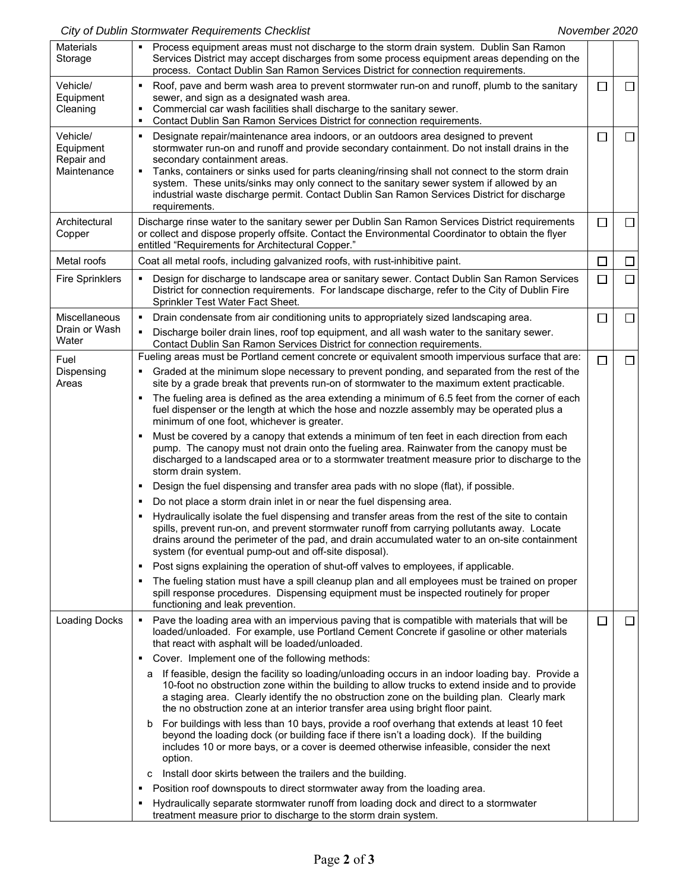| | | | |
|---|---|---|---|
| Materials Storage | ▪ Process equipment areas must not discharge to the storm drain system. Dublin San Ramon Services District may accept discharges from some process equipment areas depending on the process. Contact Dublin San Ramon Services District for connection requirements. | | |
| Vehicle/ Equipment Cleaning | ▪ Roof, pave and berm wash area to prevent stormwater run-on and runoff, plumb to the sanitary sewer, and sign as a designated wash area.<br>▪ Commercial car wash facilities shall discharge to the sanitary sewer.<br>▪ Contact Dublin San Ramon Services District for connection requirements. | ☐ | ☐ |
| Vehicle/ Equipment Repair and Maintenance | ▪ Designate repair/maintenance area indoors, or an outdoors area designed to prevent stormwater run-on and runoff and provide secondary containment. Do not install drains in the secondary containment areas.<br>▪ Tanks, containers or sinks used for parts cleaning/rinsing shall not connect to the storm drain system. These units/sinks may only connect to the sanitary sewer system if allowed by an industrial waste discharge permit. Contact Dublin San Ramon Services District for discharge requirements. | ☐ | ☐ |
| Architectural Copper | Discharge rinse water to the sanitary sewer per Dublin San Ramon Services District requirements or collect and dispose properly offsite. Contact the Environmental Coordinator to obtain the flyer entitled "Requirements for Architectural Copper." | ☐ | ☐ |
| Metal roofs | Coat all metal roofs, including galvanized roofs, with rust-inhibitive paint. | ☐ | ☐ |
| Fire Sprinklers | ▪ Design for discharge to landscape area or sanitary sewer. Contact Dublin San Ramon Services District for connection requirements. For landscape discharge, refer to the City of Dublin Fire Sprinkler Test Water Fact Sheet. | ☐ | ☐ |
| Miscellaneous Drain or Wash Water | ▪ Drain condensate from air conditioning units to appropriately sized landscaping area.<br>▪ Discharge boiler drain lines, roof top equipment, and all wash water to the sanitary sewer. Contact Dublin San Ramon Services District for connection requirements. | ☐ | ☐ |
| Fuel Dispensing Areas | Fueling areas must be Portland cement concrete or equivalent smooth impervious surface that are:<br>▪ Graded at the minimum slope necessary to prevent ponding, and separated from the rest of the site by a grade break that prevents run-on of stormwater to the maximum extent practicable.<br>▪ The fueling area is defined as the area extending a minimum of 6.5 feet from the corner of each fuel dispenser or the length at which the hose and nozzle assembly may be operated plus a minimum of one foot, whichever is greater.<br>▪ Must be covered by a canopy that extends a minimum of ten feet in each direction from each pump. The canopy must not drain onto the fueling area. Rainwater from the canopy must be discharged to a landscaped area or to a stormwater treatment measure prior to discharge to the storm drain system.<br>▪ Design the fuel dispensing and transfer area pads with no slope (flat), if possible.<br>▪ Do not place a storm drain inlet in or near the fuel dispensing area.<br>▪ Hydraulically isolate the fuel dispensing and transfer areas from the rest of the site to contain spills, prevent run-on, and prevent stormwater runoff from carrying pollutants away. Locate drains around the perimeter of the pad, and drain accumulated water to an on-site containment system (for eventual pump-out and off-site disposal).<br>▪ Post signs explaining the operation of shut-off valves to employees, if applicable.<br>▪ The fueling station must have a spill cleanup plan and all employees must be trained on proper spill response procedures. Dispensing equipment must be inspected routinely for proper functioning and leak prevention. | ☐ | ☐ |
| Loading Docks | ▪ Pave the loading area with an impervious paving that is compatible with materials that will be loaded/unloaded. For example, use Portland Cement Concrete if gasoline or other materials that react with asphalt will be loaded/unloaded.<br>▪ Cover. Implement one of the following methods:<br>a If feasible, design the facility so loading/unloading occurs in an indoor loading bay. Provide a 10-foot no obstruction zone within the building to allow trucks to extend inside and to provide a staging area. Clearly identify the no obstruction zone on the building plan. Clearly mark the no obstruction zone at an interior transfer area using bright floor paint.<br>b For buildings with less than 10 bays, provide a roof overhang that extends at least 10 feet beyond the loading dock (or building face if there isn't a loading dock). If the building includes 10 or more bays, or a cover is deemed otherwise infeasible, consider the next option.<br>c Install door skirts between the trailers and the building.<br>▪ Position roof downspouts to direct stormwater away from the loading area.<br>▪ Hydraulically separate stormwater runoff from loading dock and direct to a stormwater treatment measure prior to discharge to the storm drain system. | ☐ | ☐ |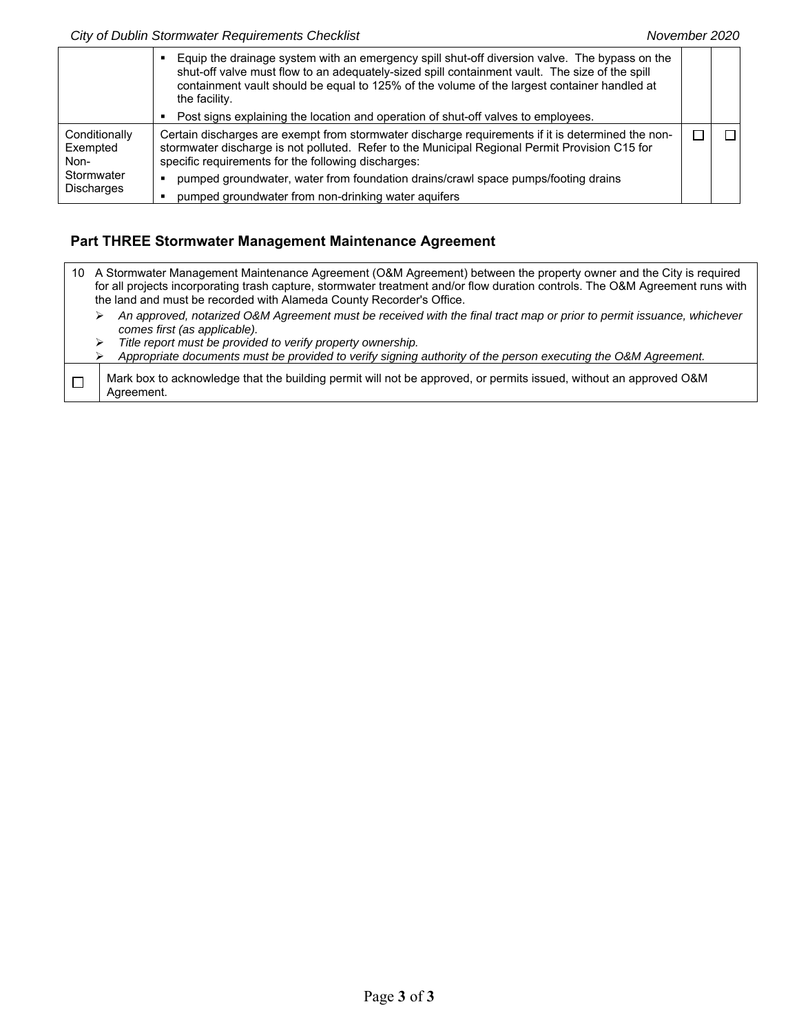| | | | |
|---|---|---|---|
| | ▪ Equip the drainage system with an emergency spill shut-off diversion valve. The bypass on the shut-off valve must flow to an adequately-sized spill containment vault. The size of the spill containment vault should be equal to 125% of the volume of the largest container handled at the facility.<br>▪ Post signs explaining the location and operation of shut-off valves to employees. | | |
| Conditionally Exempted Non-Stormwater Discharges | Certain discharges are exempt from stormwater discharge requirements if it is determined the non-stormwater discharge is not polluted. Refer to the Municipal Regional Permit Provision C15 for specific requirements for the following discharges:<br>▪ pumped groundwater, water from foundation drains/crawl space pumps/footing drains<br>▪ pumped groundwater from non-drinking water aquifers | ☐ | ☐ |

## Part THREE Stormwater Management Maintenance Agreement

| | |
|---|---|
| 10 | A Stormwater Management Maintenance Agreement (O&M Agreement) between the property owner and the City is required for all projects incorporating trash capture, stormwater treatment and/or flow duration controls. The O&M Agreement runs with the land and must be recorded with Alameda County Recorder's Office.<br>➢ *An approved, notarized O&M Agreement must be received with the final tract map or prior to permit issuance, whichever comes first (as applicable).*<br>➢ *Title report must be provided to verify property ownership.*<br>➢ *Appropriate documents must be provided to verify signing authority of the person executing the O&M Agreement.* |
| ☐ | Mark box to acknowledge that the building permit will not be approved, or permits issued, without an approved O&M Agreement. |